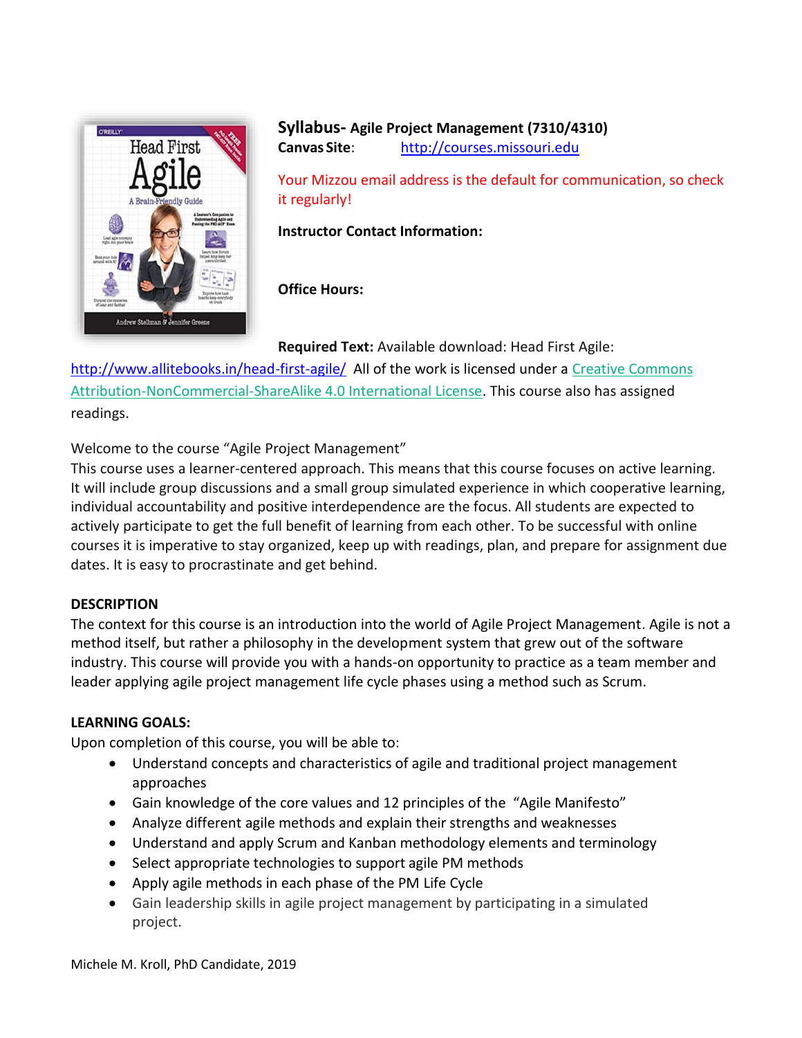**Syllabus- Agile Project Management (7310/4310)**
**Canvas Site**: http://courses.missouri.edu

Your Mizzou email address is the default for communication, so check it regularly!

**Instructor Contact Information:**

**Office Hours:**

**Required Text:** Available download: Head First Agile: http://www.allitebooks.in/head-first-agile/ All of the work is licensed under a Creative Commons Attribution-NonCommercial-ShareAlike 4.0 International License. This course also has assigned readings.

Welcome to the course "Agile Project Management"
This course uses a learner-centered approach. This means that this course focuses on active learning. It will include group discussions and a small group simulated experience in which cooperative learning, individual accountability and positive interdependence are the focus. All students are expected to actively participate to get the full benefit of learning from each other. To be successful with online courses it is imperative to stay organized, keep up with readings, plan, and prepare for assignment due dates. It is easy to procrastinate and get behind.

## DESCRIPTION

The context for this course is an introduction into the world of Agile Project Management. Agile is not a method itself, but rather a philosophy in the development system that grew out of the software industry. This course will provide you with a hands-on opportunity to practice as a team member and leader applying agile project management life cycle phases using a method such as Scrum.

## LEARNING GOALS:

Upon completion of this course, you will be able to:

- Understand concepts and characteristics of agile and traditional project management approaches
- Gain knowledge of the core values and 12 principles of the "Agile Manifesto"
- Analyze different agile methods and explain their strengths and weaknesses
- Understand and apply Scrum and Kanban methodology elements and terminology
- Select appropriate technologies to support agile PM methods
- Apply agile methods in each phase of the PM Life Cycle
- Gain leadership skills in agile project management by participating in a simulated project.

Michele M. Kroll, PhD Candidate, 2019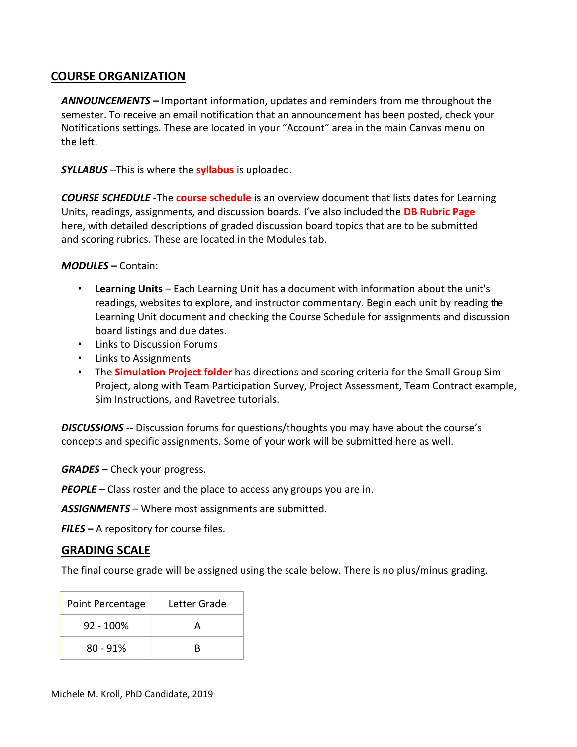## COURSE ORGANIZATION

***ANNOUNCEMENTS –*** Important information, updates and reminders from me throughout the semester. To receive an email notification that an announcement has been posted, check your Notifications settings. These are located in your "Account" area in the main Canvas menu on the left.

***SYLLABUS*** –This is where the **syllabus** is uploaded.

***COURSE SCHEDULE*** -The **course schedule** is an overview document that lists dates for Learning Units, readings, assignments, and discussion boards. I've also included the **DB Rubric Page** here, with detailed descriptions of graded discussion board topics that are to be submitted and scoring rubrics. These are located in the Modules tab.

***MODULES –*** Contain:

- **Learning Units** – Each Learning Unit has a document with information about the unit's readings, websites to explore, and instructor commentary. Begin each unit by reading the Learning Unit document and checking the Course Schedule for assignments and discussion board listings and due dates.
- Links to Discussion Forums
- Links to Assignments
- The **Simulation Project folder** has directions and scoring criteria for the Small Group Sim Project, along with Team Participation Survey, Project Assessment, Team Contract example, Sim Instructions, and Ravetree tutorials.

***DISCUSSIONS*** -- Discussion forums for questions/thoughts you may have about the course's concepts and specific assignments. Some of your work will be submitted here as well.

***GRADES*** – Check your progress.

***PEOPLE –*** Class roster and the place to access any groups you are in.

***ASSIGNMENTS*** – Where most assignments are submitted.

***FILES –*** A repository for course files.

## GRADING SCALE

The final course grade will be assigned using the scale below. There is no plus/minus grading.

| Point Percentage | Letter Grade |
| --- | --- |
| 92 - 100% | A |
| 80 - 91% | B |

Michele M. Kroll, PhD Candidate, 2019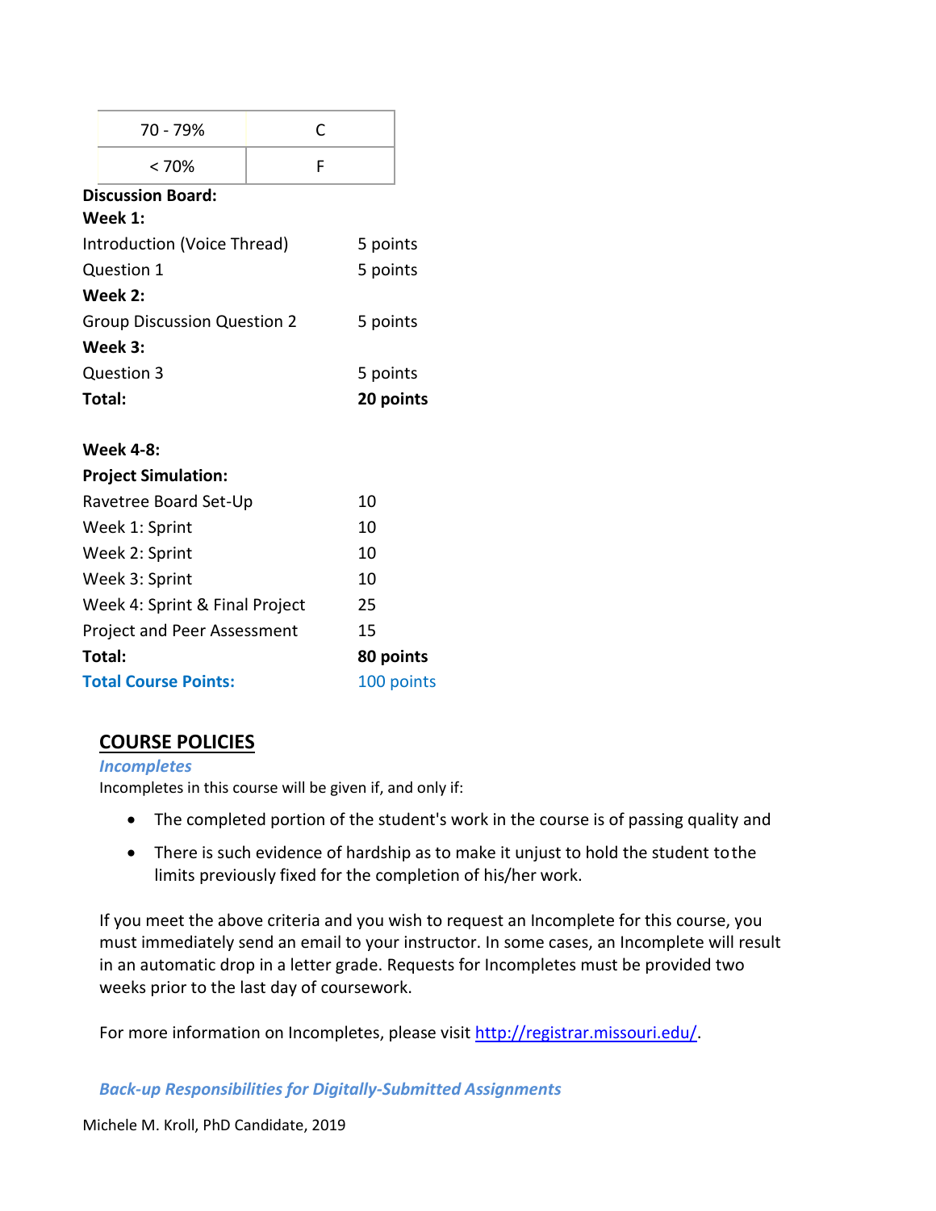| 70 - 79% | C |
| --- | --- |
| < 70% | F |

**Discussion Board:**

| **Week 1:** | |
| --- | --- |
| Introduction (Voice Thread) | 5 points |
| Question 1 | 5 points |
| **Week 2:** | |
| Group Discussion Question 2 | 5 points |
| **Week 3:** | |
| Question 3 | 5 points |
| **Total:** | **20 points** |

| **Week 4-8:** | |
| --- | --- |
| **Project Simulation:** | |
| Ravetree Board Set-Up | 10 |
| Week 1: Sprint | 10 |
| Week 2: Sprint | 10 |
| Week 3: Sprint | 10 |
| Week 4: Sprint & Final Project | 25 |
| Project and Peer Assessment | 15 |
| **Total:** | **80 points** |
| **Total Course Points:** | 100 points |

## COURSE POLICIES

### *Incompletes*

Incompletes in this course will be given if, and only if:

- The completed portion of the student's work in the course is of passing quality and
- There is such evidence of hardship as to make it unjust to hold the student to the limits previously fixed for the completion of his/her work.

If you meet the above criteria and you wish to request an Incomplete for this course, you must immediately send an email to your instructor. In some cases, an Incomplete will result in an automatic drop in a letter grade. Requests for Incompletes must be provided two weeks prior to the last day of coursework.

For more information on Incompletes, please visit http://registrar.missouri.edu/.

### *Back-up Responsibilities for Digitally-Submitted Assignments*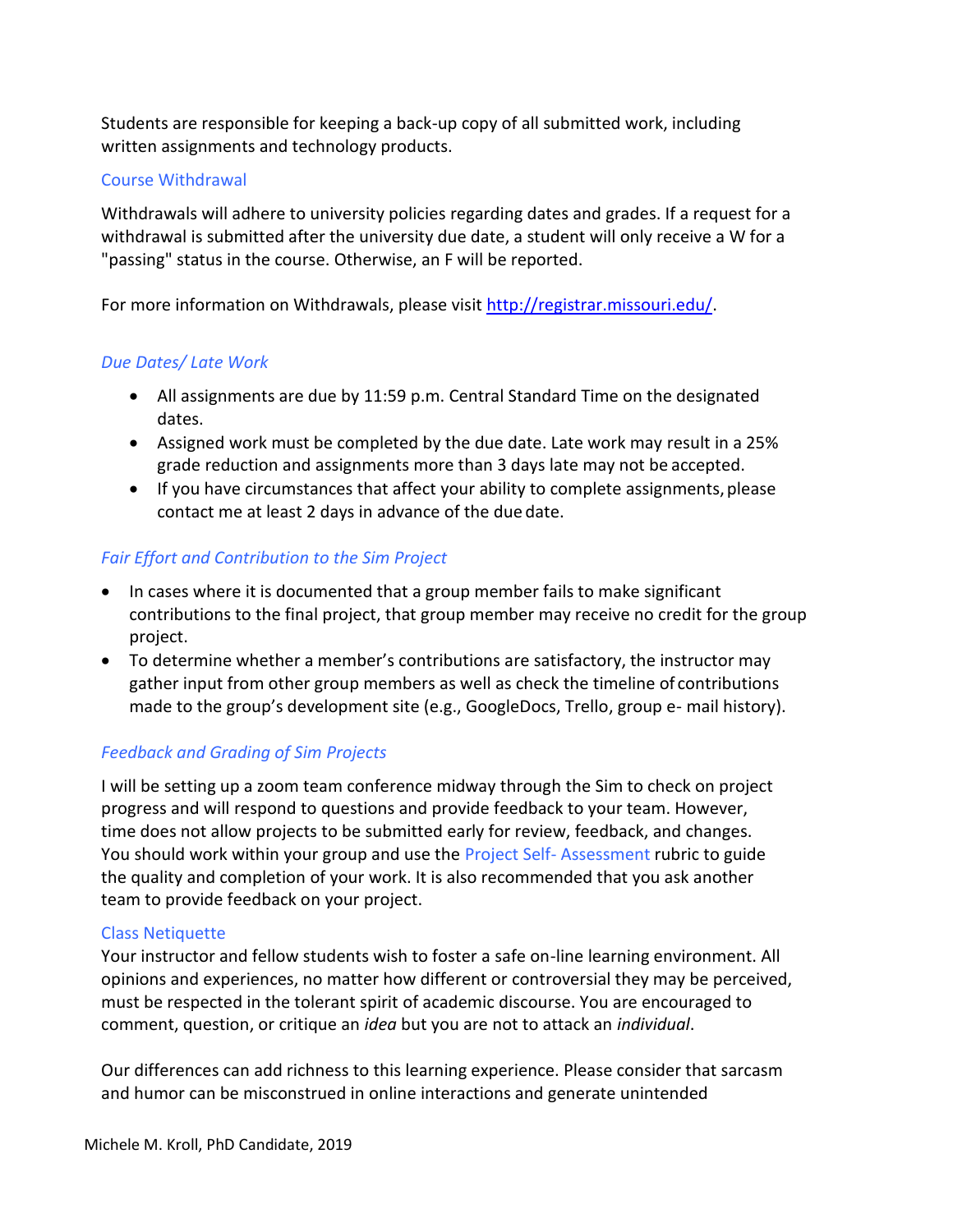Students are responsible for keeping a back-up copy of all submitted work, including written assignments and technology products.

### Course Withdrawal

Withdrawals will adhere to university policies regarding dates and grades. If a request for a withdrawal is submitted after the university due date, a student will only receive a W for a "passing" status in the course. Otherwise, an F will be reported.

For more information on Withdrawals, please visit [http://registrar.missouri.edu/](http://registrar.missouri.edu/).

### *Due Dates/ Late Work*

- All assignments are due by 11:59 p.m. Central Standard Time on the designated dates.
- Assigned work must be completed by the due date. Late work may result in a 25% grade reduction and assignments more than 3 days late may not be accepted.
- If you have circumstances that affect your ability to complete assignments, please contact me at least 2 days in advance of the due date.

### *Fair Effort and Contribution to the Sim Project*

- In cases where it is documented that a group member fails to make significant contributions to the final project, that group member may receive no credit for the group project.
- To determine whether a member's contributions are satisfactory, the instructor may gather input from other group members as well as check the timeline of contributions made to the group's development site (e.g., GoogleDocs, Trello, group e- mail history).

### *Feedback and Grading of Sim Projects*

I will be setting up a zoom team conference midway through the Sim to check on project progress and will respond to questions and provide feedback to your team. However, time does not allow projects to be submitted early for review, feedback, and changes. You should work within your group and use the Project Self- Assessment rubric to guide the quality and completion of your work. It is also recommended that you ask another team to provide feedback on your project.

### Class Netiquette

Your instructor and fellow students wish to foster a safe on-line learning environment. All opinions and experiences, no matter how different or controversial they may be perceived, must be respected in the tolerant spirit of academic discourse. You are encouraged to comment, question, or critique an *idea* but you are not to attack an *individual*.

Our differences can add richness to this learning experience. Please consider that sarcasm and humor can be misconstrued in online interactions and generate unintended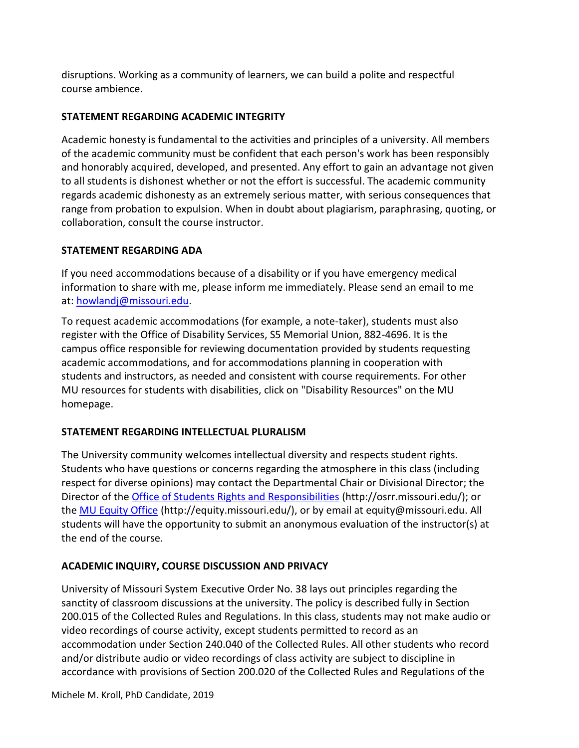disruptions. Working as a community of learners, we can build a polite and respectful course ambience.

**STATEMENT REGARDING ACADEMIC INTEGRITY**

Academic honesty is fundamental to the activities and principles of a university. All members of the academic community must be confident that each person's work has been responsibly and honorably acquired, developed, and presented. Any effort to gain an advantage not given to all students is dishonest whether or not the effort is successful. The academic community regards academic dishonesty as an extremely serious matter, with serious consequences that range from probation to expulsion. When in doubt about plagiarism, paraphrasing, quoting, or collaboration, consult the course instructor.

**STATEMENT REGARDING ADA**

If you need accommodations because of a disability or if you have emergency medical information to share with me, please inform me immediately. Please send an email to me at: [howlandj@missouri.edu](mailto:howlandj@missouri.edu).

To request academic accommodations (for example, a note-taker), students must also register with the Office of Disability Services, S5 Memorial Union, 882-4696. It is the campus office responsible for reviewing documentation provided by students requesting academic accommodations, and for accommodations planning in cooperation with students and instructors, as needed and consistent with course requirements. For other MU resources for students with disabilities, click on "Disability Resources" on the MU homepage.

**STATEMENT REGARDING INTELLECTUAL PLURALISM**

The University community welcomes intellectual diversity and respects student rights. Students who have questions or concerns regarding the atmosphere in this class (including respect for diverse opinions) may contact the Departmental Chair or Divisional Director; the Director of the [Office of Students Rights and Responsibilities](http://osrr.missouri.edu/) (http://osrr.missouri.edu/); or the [MU Equity Office](http://equity.missouri.edu/) (http://equity.missouri.edu/), or by email at equity@missouri.edu. All students will have the opportunity to submit an anonymous evaluation of the instructor(s) at the end of the course.

**ACADEMIC INQUIRY, COURSE DISCUSSION AND PRIVACY**

University of Missouri System Executive Order No. 38 lays out principles regarding the sanctity of classroom discussions at the university. The policy is described fully in Section 200.015 of the Collected Rules and Regulations. In this class, students may not make audio or video recordings of course activity, except students permitted to record as an accommodation under Section 240.040 of the Collected Rules. All other students who record and/or distribute audio or video recordings of class activity are subject to discipline in accordance with provisions of Section 200.020 of the Collected Rules and Regulations of the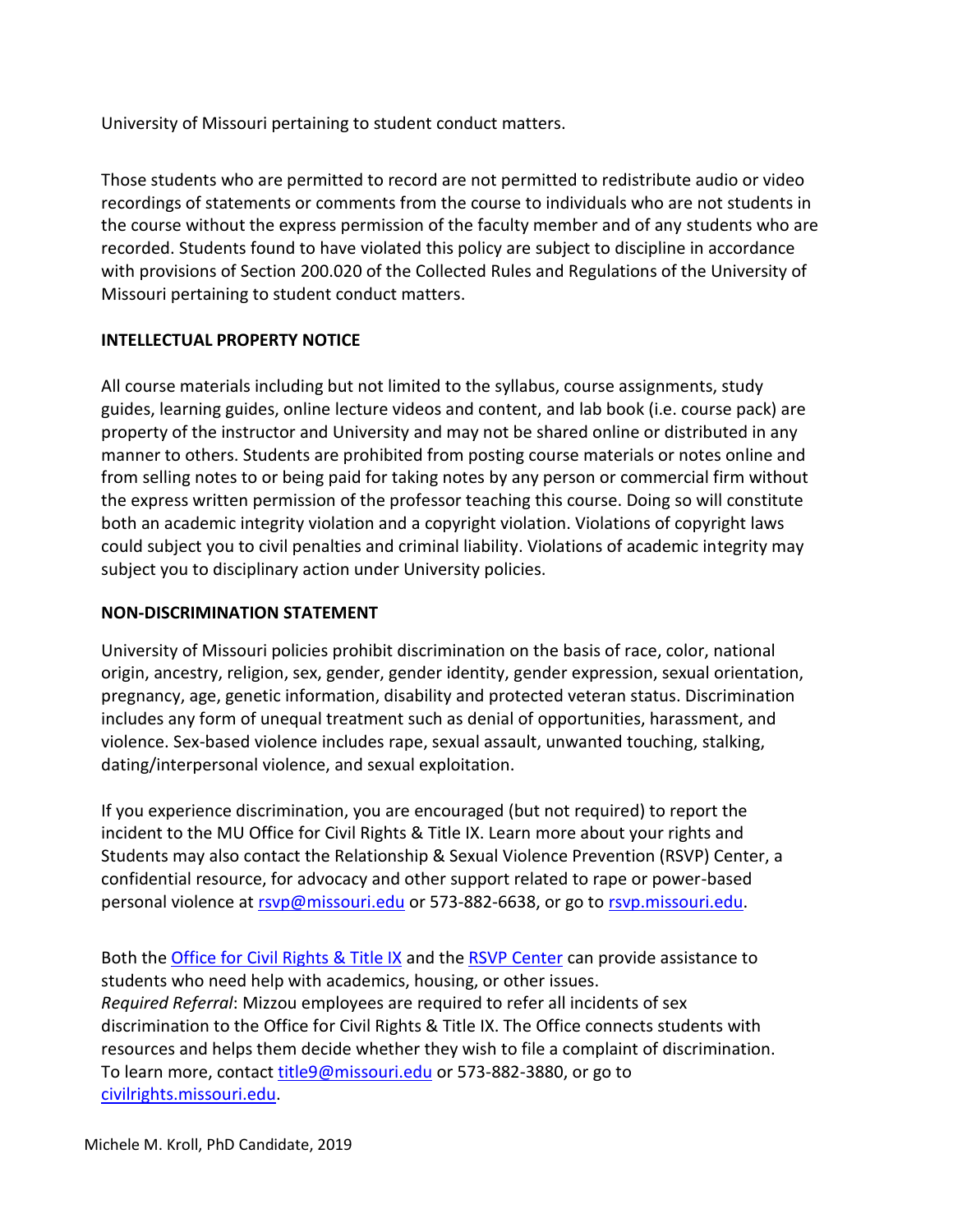University of Missouri pertaining to student conduct matters.

Those students who are permitted to record are not permitted to redistribute audio or video recordings of statements or comments from the course to individuals who are not students in the course without the express permission of the faculty member and of any students who are recorded. Students found to have violated this policy are subject to discipline in accordance with provisions of Section 200.020 of the Collected Rules and Regulations of the University of Missouri pertaining to student conduct matters.

**INTELLECTUAL PROPERTY NOTICE**

All course materials including but not limited to the syllabus, course assignments, study guides, learning guides, online lecture videos and content, and lab book (i.e. course pack) are property of the instructor and University and may not be shared online or distributed in any manner to others. Students are prohibited from posting course materials or notes online and from selling notes to or being paid for taking notes by any person or commercial firm without the express written permission of the professor teaching this course. Doing so will constitute both an academic integrity violation and a copyright violation. Violations of copyright laws could subject you to civil penalties and criminal liability. Violations of academic integrity may subject you to disciplinary action under University policies.

**NON-DISCRIMINATION STATEMENT**

University of Missouri policies prohibit discrimination on the basis of race, color, national origin, ancestry, religion, sex, gender, gender identity, gender expression, sexual orientation, pregnancy, age, genetic information, disability and protected veteran status. Discrimination includes any form of unequal treatment such as denial of opportunities, harassment, and violence. Sex-based violence includes rape, sexual assault, unwanted touching, stalking, dating/interpersonal violence, and sexual exploitation.

If you experience discrimination, you are encouraged (but not required) to report the incident to the MU Office for Civil Rights & Title IX. Learn more about your rights and Students may also contact the Relationship & Sexual Violence Prevention (RSVP) Center, a confidential resource, for advocacy and other support related to rape or power-based personal violence at rsvp@missouri.edu or 573-882-6638, or go to rsvp.missouri.edu.

Both the Office for Civil Rights & Title IX and the RSVP Center can provide assistance to students who need help with academics, housing, or other issues.
*Required Referral*: Mizzou employees are required to refer all incidents of sex discrimination to the Office for Civil Rights & Title IX. The Office connects students with resources and helps them decide whether they wish to file a complaint of discrimination. To learn more, contact title9@missouri.edu or 573-882-3880, or go to civilrights.missouri.edu.